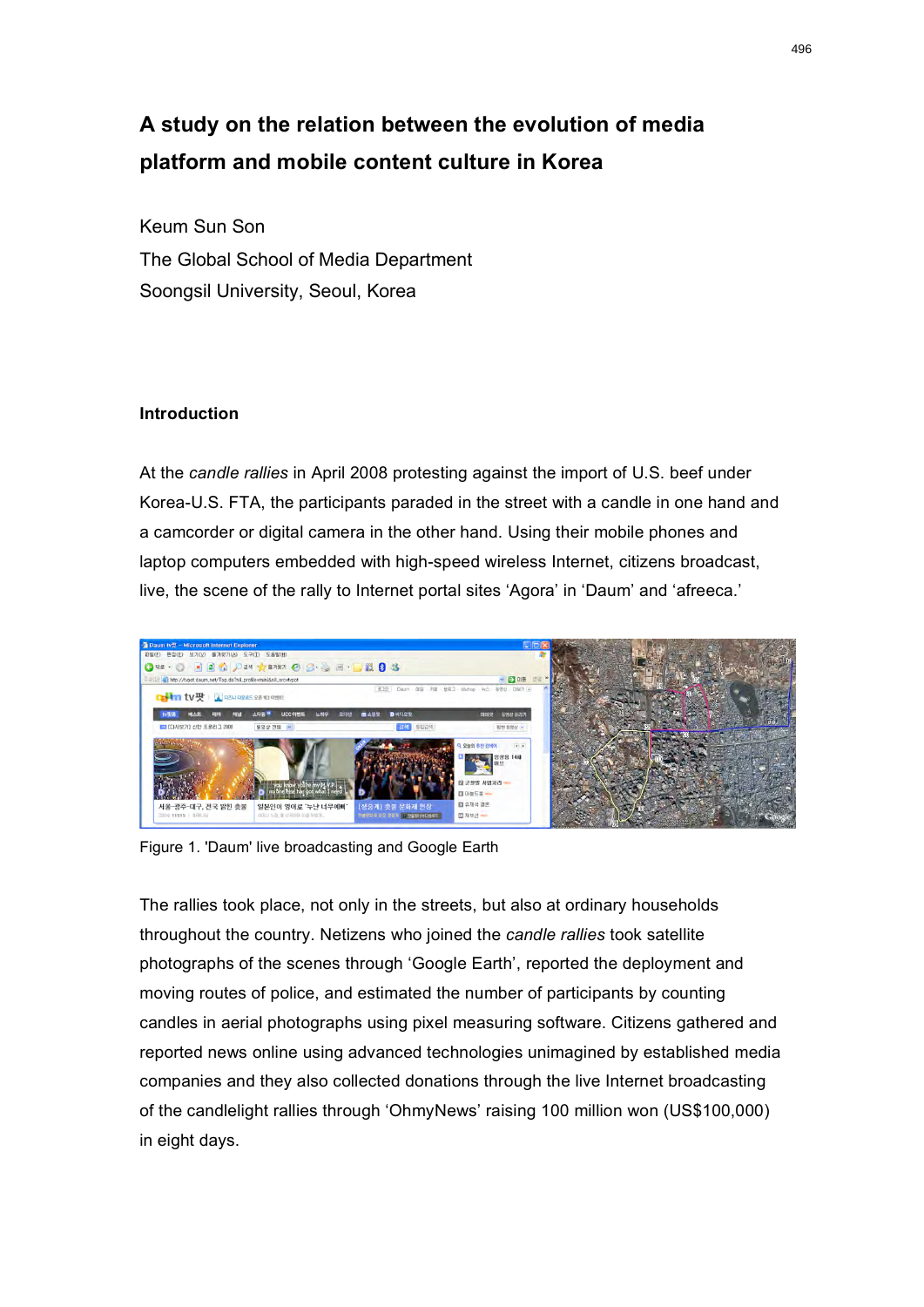# A study on the relation between the evolution of media platform and mobile content culture in Korea

Keum Sun Son
The Global School of Media Department
Soongsil University, Seoul, Korea

## Introduction

At the *candle rallies* in April 2008 protesting against the import of U.S. beef under Korea-U.S. FTA, the participants paraded in the street with a candle in one hand and a camcorder or digital camera in the other hand. Using their mobile phones and laptop computers embedded with high-speed wireless Internet, citizens broadcast, live, the scene of the rally to Internet portal sites 'Agora' in 'Daum' and 'afreeca.'

Figure 1. 'Daum' live broadcasting and Google Earth

The rallies took place, not only in the streets, but also at ordinary households throughout the country. Netizens who joined the *candle rallies* took satellite photographs of the scenes through 'Google Earth', reported the deployment and moving routes of police, and estimated the number of participants by counting candles in aerial photographs using pixel measuring software. Citizens gathered and reported news online using advanced technologies unimagined by established media companies and they also collected donations through the live Internet broadcasting of the candlelight rallies through 'OhmyNews' raising 100 million won (US$100,000) in eight days.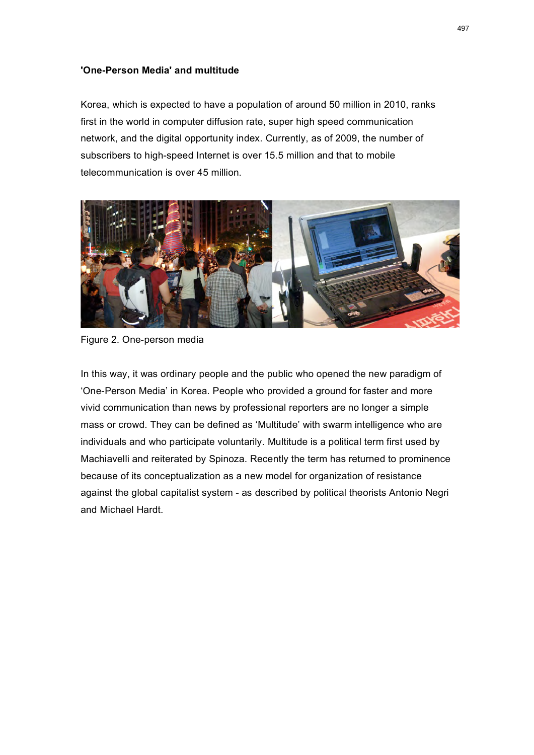**'One-Person Media' and multitude**

Korea, which is expected to have a population of around 50 million in 2010, ranks first in the world in computer diffusion rate, super high speed communication network, and the digital opportunity index. Currently, as of 2009, the number of subscribers to high-speed Internet is over 15.5 million and that to mobile telecommunication is over 45 million.

Figure 2. One-person media

In this way, it was ordinary people and the public who opened the new paradigm of ‘One-Person Media’ in Korea. People who provided a ground for faster and more vivid communication than news by professional reporters are no longer a simple mass or crowd. They can be defined as ‘Multitude’ with swarm intelligence who are individuals and who participate voluntarily. Multitude is a political term first used by Machiavelli and reiterated by Spinoza. Recently the term has returned to prominence because of its conceptualization as a new model for organization of resistance against the global capitalist system - as described by political theorists Antonio Negri and Michael Hardt.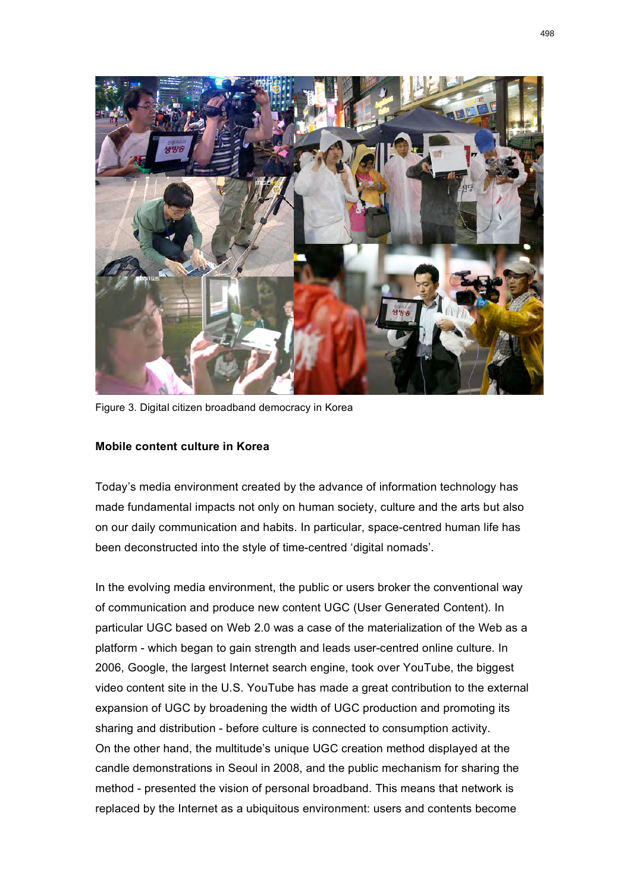Figure 3. Digital citizen broadband democracy in Korea

**Mobile content culture in Korea**

Today's media environment created by the advance of information technology has made fundamental impacts not only on human society, culture and the arts but also on our daily communication and habits. In particular, space-centred human life has been deconstructed into the style of time-centred 'digital nomads'.

In the evolving media environment, the public or users broker the conventional way of communication and produce new content UGC (User Generated Content). In particular UGC based on Web 2.0 was a case of the materialization of the Web as a platform - which began to gain strength and leads user-centred online culture. In 2006, Google, the largest Internet search engine, took over YouTube, the biggest video content site in the U.S. YouTube has made a great contribution to the external expansion of UGC by broadening the width of UGC production and promoting its sharing and distribution - before culture is connected to consumption activity.
On the other hand, the multitude's unique UGC creation method displayed at the candle demonstrations in Seoul in 2008, and the public mechanism for sharing the method - presented the vision of personal broadband. This means that network is replaced by the Internet as a ubiquitous environment: users and contents become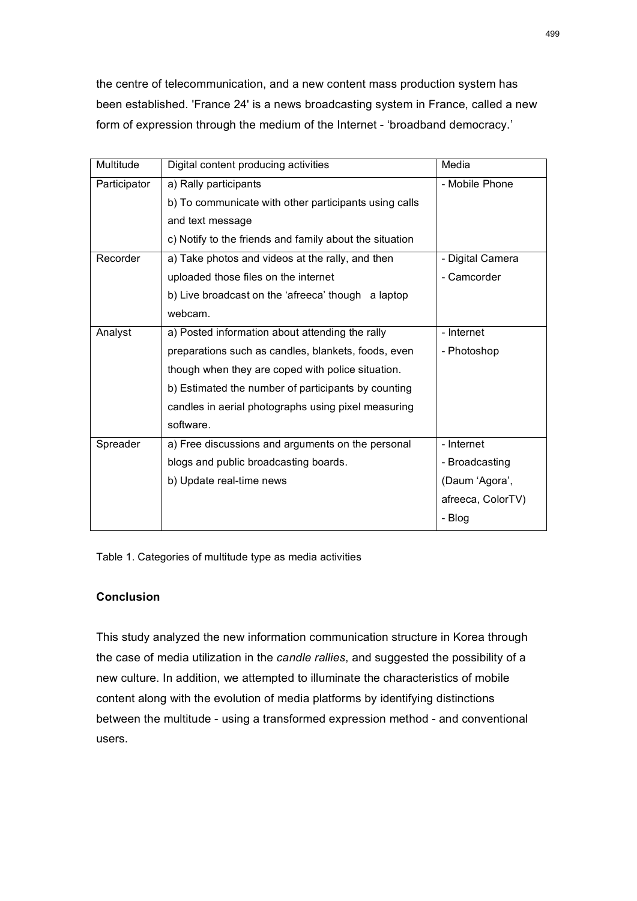the centre of telecommunication, and a new content mass production system has been established. 'France 24' is a news broadcasting system in France, called a new form of expression through the medium of the Internet - 'broadband democracy.'

| Multitude | Digital content producing activities | Media |
|---|---|---|
| Participator | a) Rally participants<br>b) To communicate with other participants using calls and text message<br>c) Notify to the friends and family about the situation | - Mobile Phone |
| Recorder | a) Take photos and videos at the rally, and then uploaded those files on the internet<br>b) Live broadcast on the 'afreeca' though a laptop webcam. | - Digital Camera<br>- Camcorder |
| Analyst | a) Posted information about attending the rally preparations such as candles, blankets, foods, even though when they are coped with police situation.<br>b) Estimated the number of participants by counting candles in aerial photographs using pixel measuring software. | - Internet<br>- Photoshop |
| Spreader | a) Free discussions and arguments on the personal blogs and public broadcasting boards.<br>b) Update real-time news | - Internet<br>- Broadcasting (Daum 'Agora', afreeca, ColorTV)<br>- Blog |

Table 1. Categories of multitude type as media activities

## Conclusion

This study analyzed the new information communication structure in Korea through the case of media utilization in the *candle rallies*, and suggested the possibility of a new culture. In addition, we attempted to illuminate the characteristics of mobile content along with the evolution of media platforms by identifying distinctions between the multitude - using a transformed expression method - and conventional users.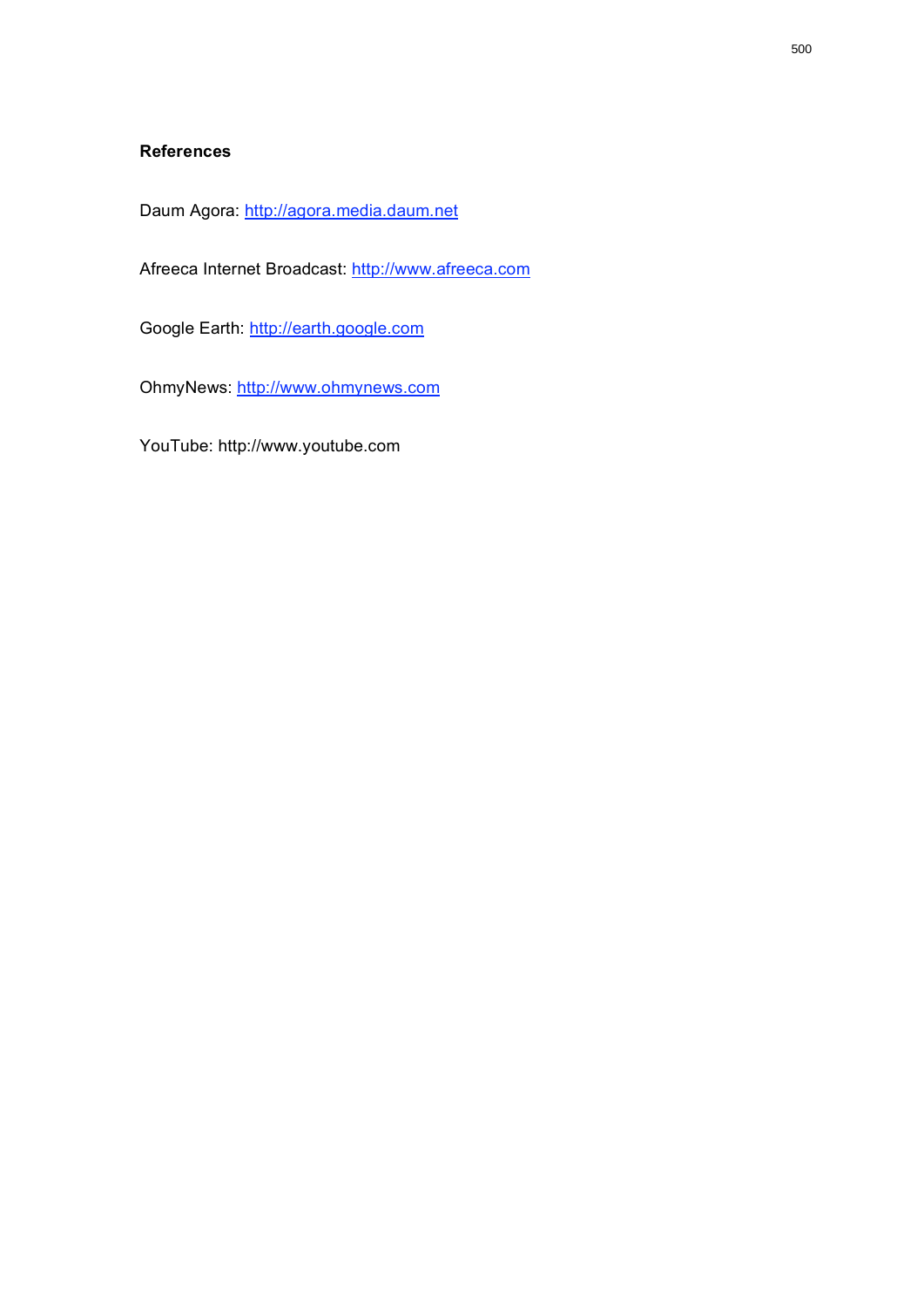## References

Daum Agora: http://agora.media.daum.net

Afreeca Internet Broadcast: http://www.afreeca.com

Google Earth: http://earth.google.com

OhmyNews: http://www.ohmynews.com

YouTube: http://www.youtube.com